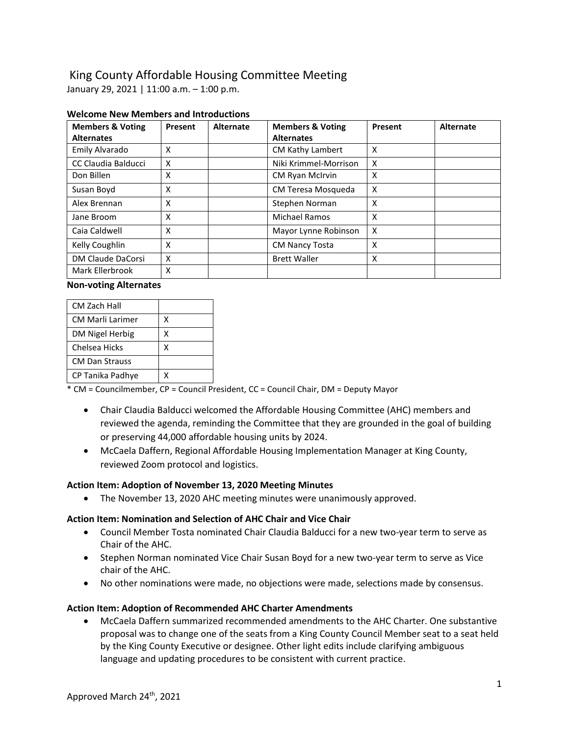# King County Affordable Housing Committee Meeting

January 29, 2021 | 11:00 a.m. – 1:00 p.m.

### Welcome New Members and Introductions

| Members & Voting Alternates | Present | Alternate | Members & Voting Alternates | Present | Alternate |
|---|---|---|---|---|---|
| Emily Alvarado | X | | CM Kathy Lambert | X | |
| CC Claudia Balducci | X | | Niki Krimmel-Morrison | X | |
| Don Billen | X | | CM Ryan McIrvin | X | |
| Susan Boyd | X | | CM Teresa Mosqueda | X | |
| Alex Brennan | X | | Stephen Norman | X | |
| Jane Broom | X | | Michael Ramos | X | |
| Caia Caldwell | X | | Mayor Lynne Robinson | X | |
| Kelly Coughlin | X | | CM Nancy Tosta | X | |
| DM Claude DaCorsi | X | | Brett Waller | X | |
| Mark Ellerbrook | X | | | | |

**Non-voting Alternates**

| | |
|---|---|
| CM Zach Hall | |
| CM Marli Larimer | X |
| DM Nigel Herbig | X |
| Chelsea Hicks | X |
| CM Dan Strauss | |
| CP Tanika Padhye | X |

* CM = Councilmember, CP = Council President, CC = Council Chair, DM = Deputy Mayor

- Chair Claudia Balducci welcomed the Affordable Housing Committee (AHC) members and reviewed the agenda, reminding the Committee that they are grounded in the goal of building or preserving 44,000 affordable housing units by 2024.
- McCaela Daffern, Regional Affordable Housing Implementation Manager at King County, reviewed Zoom protocol and logistics.

### Action Item: Adoption of November 13, 2020 Meeting Minutes

- The November 13, 2020 AHC meeting minutes were unanimously approved.

### Action Item: Nomination and Selection of AHC Chair and Vice Chair

- Council Member Tosta nominated Chair Claudia Balducci for a new two-year term to serve as Chair of the AHC.
- Stephen Norman nominated Vice Chair Susan Boyd for a new two-year term to serve as Vice chair of the AHC.
- No other nominations were made, no objections were made, selections made by consensus.

### Action Item: Adoption of Recommended AHC Charter Amendments

- McCaela Daffern summarized recommended amendments to the AHC Charter. One substantive proposal was to change one of the seats from a King County Council Member seat to a seat held by the King County Executive or designee. Other light edits include clarifying ambiguous language and updating procedures to be consistent with current practice.

Approved March 24th, 2021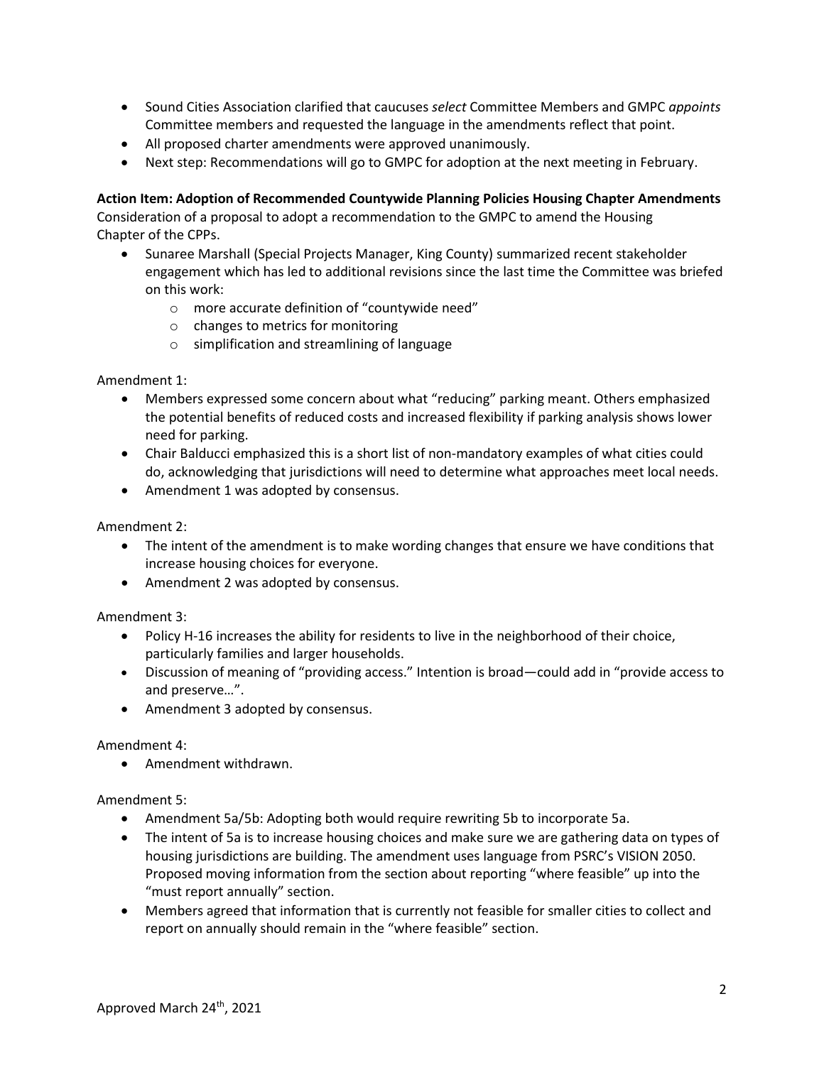- Sound Cities Association clarified that caucuses *select* Committee Members and GMPC *appoints* Committee members and requested the language in the amendments reflect that point.
- All proposed charter amendments were approved unanimously.
- Next step: Recommendations will go to GMPC for adoption at the next meeting in February.

**Action Item: Adoption of Recommended Countywide Planning Policies Housing Chapter Amendments**
Consideration of a proposal to adopt a recommendation to the GMPC to amend the Housing Chapter of the CPPs.

- Sunaree Marshall (Special Projects Manager, King County) summarized recent stakeholder engagement which has led to additional revisions since the last time the Committee was briefed on this work:
  - more accurate definition of "countywide need"
  - changes to metrics for monitoring
  - simplification and streamlining of language

Amendment 1:

- Members expressed some concern about what "reducing" parking meant. Others emphasized the potential benefits of reduced costs and increased flexibility if parking analysis shows lower need for parking.
- Chair Balducci emphasized this is a short list of non-mandatory examples of what cities could do, acknowledging that jurisdictions will need to determine what approaches meet local needs.
- Amendment 1 was adopted by consensus.

Amendment 2:

- The intent of the amendment is to make wording changes that ensure we have conditions that increase housing choices for everyone.
- Amendment 2 was adopted by consensus.

Amendment 3:

- Policy H-16 increases the ability for residents to live in the neighborhood of their choice, particularly families and larger households.
- Discussion of meaning of "providing access." Intention is broad—could add in "provide access to and preserve…".
- Amendment 3 adopted by consensus.

Amendment 4:

- Amendment withdrawn.

Amendment 5:

- Amendment 5a/5b: Adopting both would require rewriting 5b to incorporate 5a.
- The intent of 5a is to increase housing choices and make sure we are gathering data on types of housing jurisdictions are building. The amendment uses language from PSRC's VISION 2050. Proposed moving information from the section about reporting "where feasible" up into the "must report annually" section.
- Members agreed that information that is currently not feasible for smaller cities to collect and report on annually should remain in the "where feasible" section.

Approved March 24th, 2021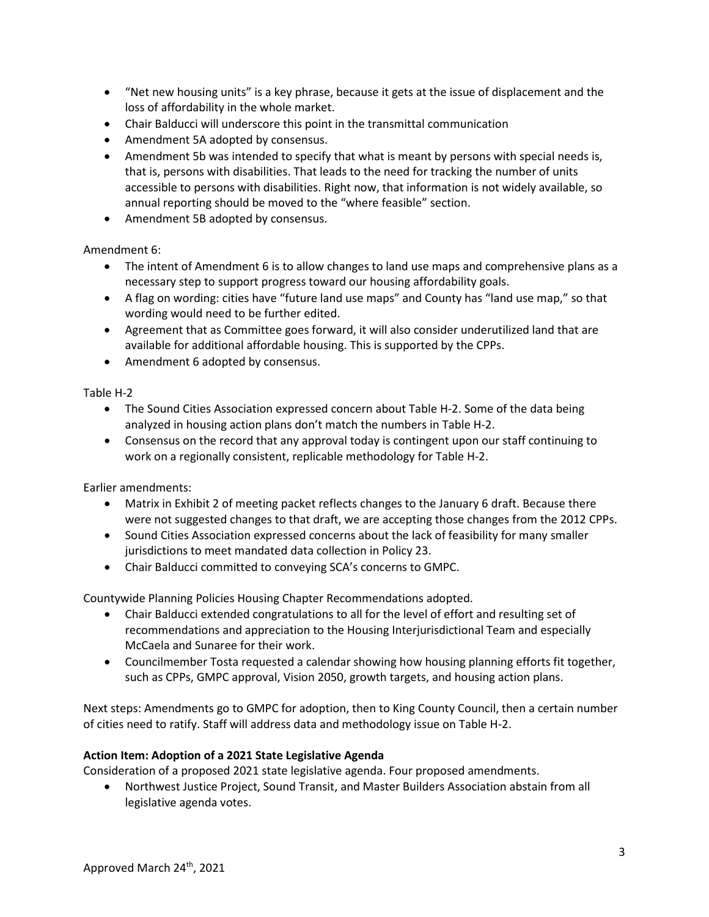- "Net new housing units" is a key phrase, because it gets at the issue of displacement and the loss of affordability in the whole market.
- Chair Balducci will underscore this point in the transmittal communication
- Amendment 5A adopted by consensus.
- Amendment 5b was intended to specify that what is meant by persons with special needs is, that is, persons with disabilities. That leads to the need for tracking the number of units accessible to persons with disabilities. Right now, that information is not widely available, so annual reporting should be moved to the "where feasible" section.
- Amendment 5B adopted by consensus.

Amendment 6:

- The intent of Amendment 6 is to allow changes to land use maps and comprehensive plans as a necessary step to support progress toward our housing affordability goals.
- A flag on wording: cities have "future land use maps" and County has "land use map," so that wording would need to be further edited.
- Agreement that as Committee goes forward, it will also consider underutilized land that are available for additional affordable housing. This is supported by the CPPs.
- Amendment 6 adopted by consensus.

Table H-2

- The Sound Cities Association expressed concern about Table H-2. Some of the data being analyzed in housing action plans don't match the numbers in Table H-2.
- Consensus on the record that any approval today is contingent upon our staff continuing to work on a regionally consistent, replicable methodology for Table H-2.

Earlier amendments:

- Matrix in Exhibit 2 of meeting packet reflects changes to the January 6 draft. Because there were not suggested changes to that draft, we are accepting those changes from the 2012 CPPs.
- Sound Cities Association expressed concerns about the lack of feasibility for many smaller jurisdictions to meet mandated data collection in Policy 23.
- Chair Balducci committed to conveying SCA's concerns to GMPC.

Countywide Planning Policies Housing Chapter Recommendations adopted.

- Chair Balducci extended congratulations to all for the level of effort and resulting set of recommendations and appreciation to the Housing Interjurisdictional Team and especially McCaela and Sunaree for their work.
- Councilmember Tosta requested a calendar showing how housing planning efforts fit together, such as CPPs, GMPC approval, Vision 2050, growth targets, and housing action plans.

Next steps: Amendments go to GMPC for adoption, then to King County Council, then a certain number of cities need to ratify. Staff will address data and methodology issue on Table H-2.

**Action Item: Adoption of a 2021 State Legislative Agenda**

Consideration of a proposed 2021 state legislative agenda. Four proposed amendments.

- Northwest Justice Project, Sound Transit, and Master Builders Association abstain from all legislative agenda votes.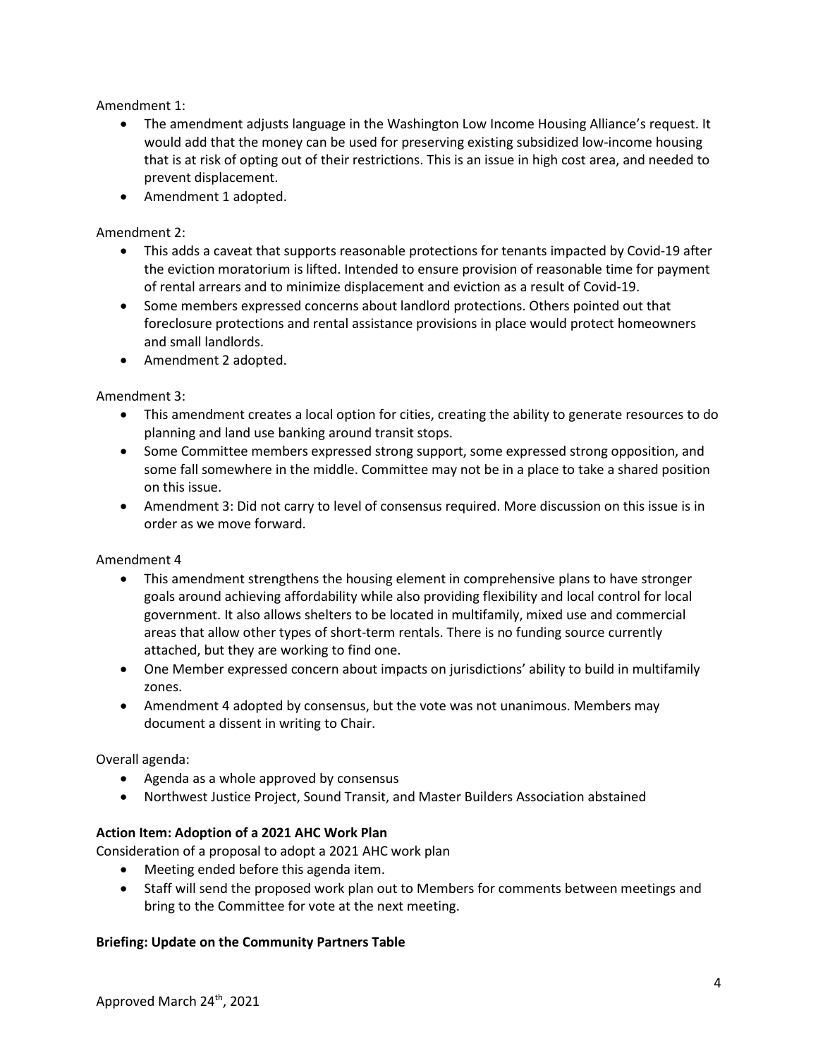Amendment 1:

- The amendment adjusts language in the Washington Low Income Housing Alliance's request. It would add that the money can be used for preserving existing subsidized low-income housing that is at risk of opting out of their restrictions. This is an issue in high cost area, and needed to prevent displacement.
- Amendment 1 adopted.

Amendment 2:

- This adds a caveat that supports reasonable protections for tenants impacted by Covid-19 after the eviction moratorium is lifted. Intended to ensure provision of reasonable time for payment of rental arrears and to minimize displacement and eviction as a result of Covid-19.
- Some members expressed concerns about landlord protections. Others pointed out that foreclosure protections and rental assistance provisions in place would protect homeowners and small landlords.
- Amendment 2 adopted.

Amendment 3:

- This amendment creates a local option for cities, creating the ability to generate resources to do planning and land use banking around transit stops.
- Some Committee members expressed strong support, some expressed strong opposition, and some fall somewhere in the middle. Committee may not be in a place to take a shared position on this issue.
- Amendment 3: Did not carry to level of consensus required. More discussion on this issue is in order as we move forward.

Amendment 4

- This amendment strengthens the housing element in comprehensive plans to have stronger goals around achieving affordability while also providing flexibility and local control for local government. It also allows shelters to be located in multifamily, mixed use and commercial areas that allow other types of short-term rentals. There is no funding source currently attached, but they are working to find one.
- One Member expressed concern about impacts on jurisdictions' ability to build in multifamily zones.
- Amendment 4 adopted by consensus, but the vote was not unanimous. Members may document a dissent in writing to Chair.

Overall agenda:

- Agenda as a whole approved by consensus
- Northwest Justice Project, Sound Transit, and Master Builders Association abstained

**Action Item: Adoption of a 2021 AHC Work Plan**

Consideration of a proposal to adopt a 2021 AHC work plan

- Meeting ended before this agenda item.
- Staff will send the proposed work plan out to Members for comments between meetings and bring to the Committee for vote at the next meeting.

**Briefing: Update on the Community Partners Table**

Approved March 24th, 2021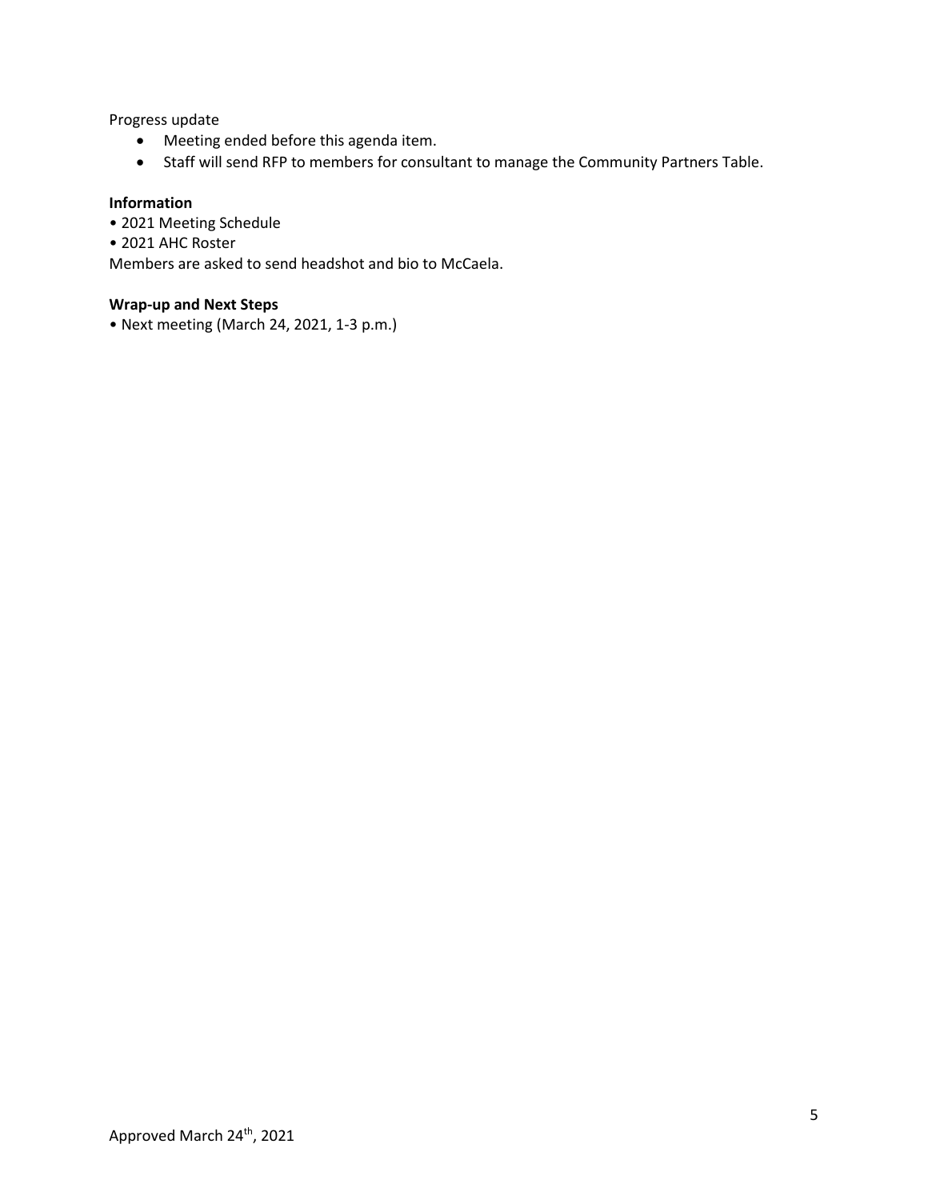Progress update

- Meeting ended before this agenda item.
- Staff will send RFP to members for consultant to manage the Community Partners Table.

**Information**

• 2021 Meeting Schedule

• 2021 AHC Roster

Members are asked to send headshot and bio to McCaela.

**Wrap-up and Next Steps**

• Next meeting (March 24, 2021, 1-3 p.m.)

Approved March 24th, 2021